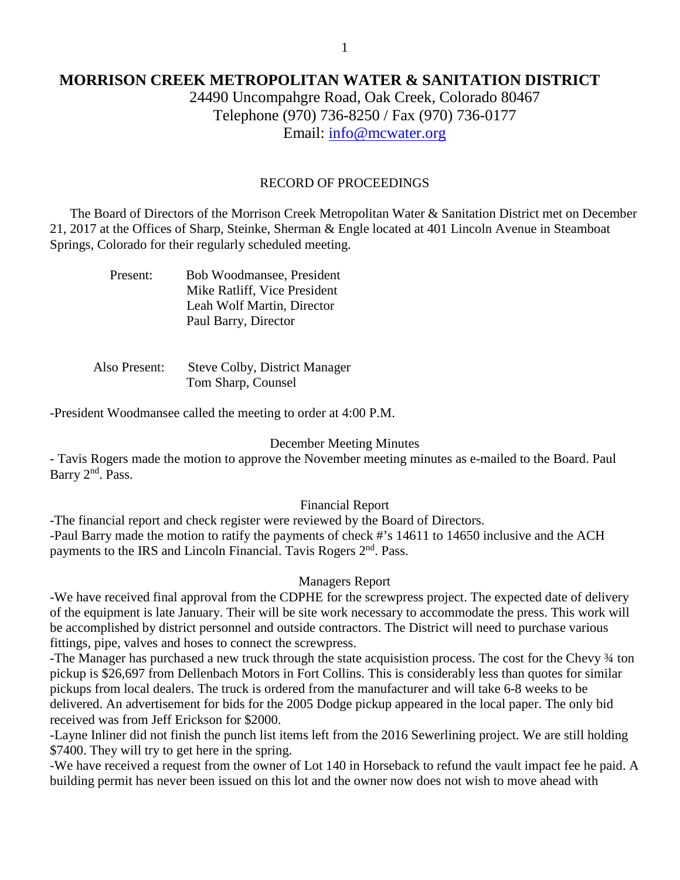# MORRISON CREEK METROPOLITAN WATER & SANITATION DISTRICT

24490 Uncompahgre Road, Oak Creek, Colorado 80467
Telephone (970) 736-8250 / Fax (970) 736-0177
Email: [info@mcwater.org](mailto:info@mcwater.org)

RECORD OF PROCEEDINGS

The Board of Directors of the Morrison Creek Metropolitan Water & Sanitation District met on December 21, 2017 at the Offices of Sharp, Steinke, Sherman & Engle located at 401 Lincoln Avenue in Steamboat Springs, Colorado for their regularly scheduled meeting.

Present: Bob Woodmansee, President
Mike Ratliff, Vice President
Leah Wolf Martin, Director
Paul Barry, Director

Also Present: Steve Colby, District Manager
Tom Sharp, Counsel

-President Woodmansee called the meeting to order at 4:00 P.M.

December Meeting Minutes

- Tavis Rogers made the motion to approve the November meeting minutes as e-mailed to the Board. Paul Barry 2nd. Pass.

Financial Report

-The financial report and check register were reviewed by the Board of Directors.
-Paul Barry made the motion to ratify the payments of check #'s 14611 to 14650 inclusive and the ACH payments to the IRS and Lincoln Financial. Tavis Rogers 2nd. Pass.

Managers Report

-We have received final approval from the CDPHE for the screwpress project. The expected date of delivery of the equipment is late January. Their will be site work necessary to accommodate the press. This work will be accomplished by district personnel and outside contractors. The District will need to purchase various fittings, pipe, valves and hoses to connect the screwpress.
-The Manager has purchased a new truck through the state acquisistion process. The cost for the Chevy ¾ ton pickup is $26,697 from Dellenbach Motors in Fort Collins. This is considerably less than quotes for similar pickups from local dealers. The truck is ordered from the manufacturer and will take 6-8 weeks to be delivered. An advertisement for bids for the 2005 Dodge pickup appeared in the local paper. The only bid received was from Jeff Erickson for $2000.
-Layne Inliner did not finish the punch list items left from the 2016 Sewerlining project. We are still holding $7400. They will try to get here in the spring.
-We have received a request from the owner of Lot 140 in Horseback to refund the vault impact fee he paid. A building permit has never been issued on this lot and the owner now does not wish to move ahead with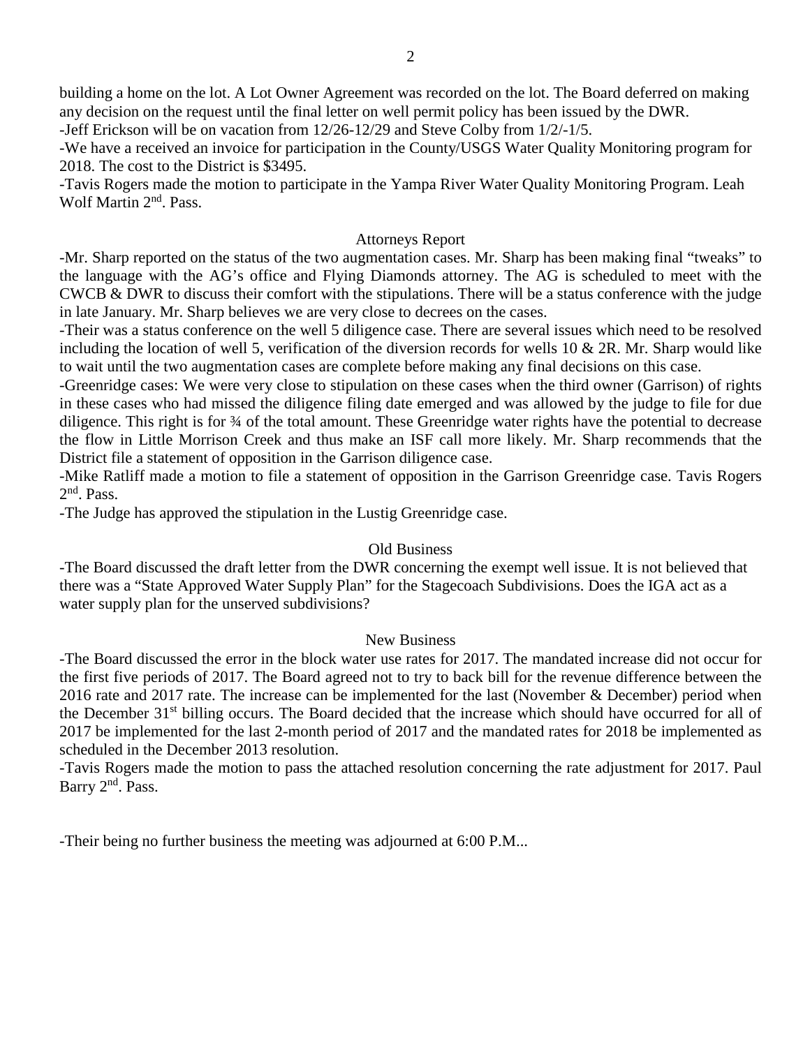building a home on the lot. A Lot Owner Agreement was recorded on the lot. The Board deferred on making any decision on the request until the final letter on well permit policy has been issued by the DWR.
-Jeff Erickson will be on vacation from 12/26-12/29 and Steve Colby from 1/2/-1/5.
-We have a received an invoice for participation in the County/USGS Water Quality Monitoring program for 2018. The cost to the District is $3495.
-Tavis Rogers made the motion to participate in the Yampa River Water Quality Monitoring Program. Leah Wolf Martin 2nd. Pass.

## Attorneys Report

-Mr. Sharp reported on the status of the two augmentation cases. Mr. Sharp has been making final "tweaks" to the language with the AG's office and Flying Diamonds attorney. The AG is scheduled to meet with the CWCB & DWR to discuss their comfort with the stipulations. There will be a status conference with the judge in late January. Mr. Sharp believes we are very close to decrees on the cases.
-Their was a status conference on the well 5 diligence case. There are several issues which need to be resolved including the location of well 5, verification of the diversion records for wells 10 & 2R. Mr. Sharp would like to wait until the two augmentation cases are complete before making any final decisions on this case.
-Greenridge cases: We were very close to stipulation on these cases when the third owner (Garrison) of rights in these cases who had missed the diligence filing date emerged and was allowed by the judge to file for due diligence. This right is for ¾ of the total amount. These Greenridge water rights have the potential to decrease the flow in Little Morrison Creek and thus make an ISF call more likely. Mr. Sharp recommends that the District file a statement of opposition in the Garrison diligence case.
-Mike Ratliff made a motion to file a statement of opposition in the Garrison Greenridge case. Tavis Rogers 2nd. Pass.
-The Judge has approved the stipulation in the Lustig Greenridge case.

## Old Business

-The Board discussed the draft letter from the DWR concerning the exempt well issue. It is not believed that there was a "State Approved Water Supply Plan" for the Stagecoach Subdivisions. Does the IGA act as a water supply plan for the unserved subdivisions?

## New Business

-The Board discussed the error in the block water use rates for 2017. The mandated increase did not occur for the first five periods of 2017. The Board agreed not to try to back bill for the revenue difference between the 2016 rate and 2017 rate. The increase can be implemented for the last (November & December) period when the December 31st billing occurs. The Board decided that the increase which should have occurred for all of 2017 be implemented for the last 2-month period of 2017 and the mandated rates for 2018 be implemented as scheduled in the December 2013 resolution.
-Tavis Rogers made the motion to pass the attached resolution concerning the rate adjustment for 2017. Paul Barry 2nd. Pass.

-Their being no further business the meeting was adjourned at 6:00 P.M...